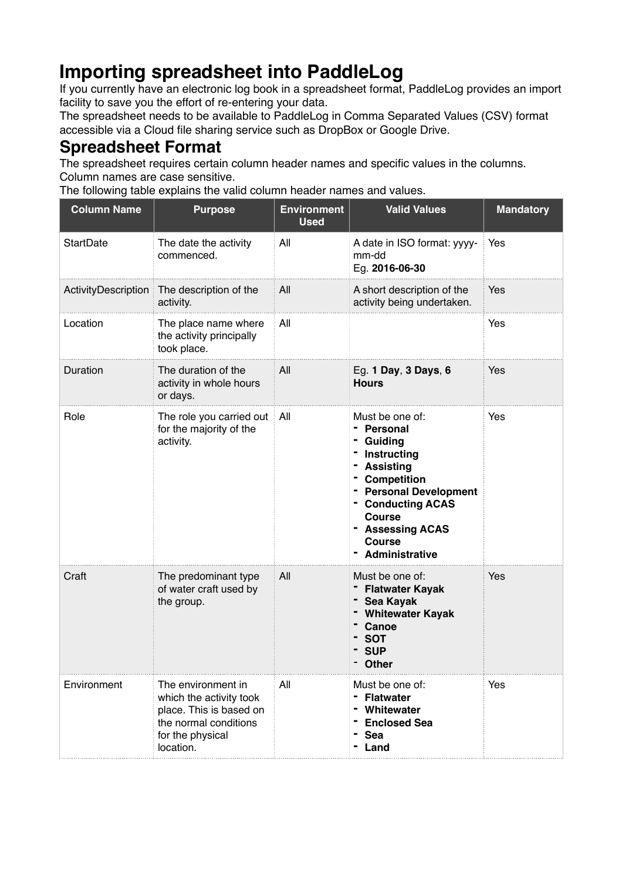# Importing spreadsheet into PaddleLog

If you currently have an electronic log book in a spreadsheet format, PaddleLog provides an import facility to save you the effort of re-entering your data.

The spreadsheet needs to be available to PaddleLog in Comma Separated Values (CSV) format accessible via a Cloud file sharing service such as DropBox or Google Drive.

## Spreadsheet Format

The spreadsheet requires certain column header names and specific values in the columns.

Column names are case sensitive.

The following table explains the valid column header names and values.

| Column Name | Purpose | Environment Used | Valid Values | Mandatory |
|---|---|---|---|---|
| StartDate | The date the activity commenced. | All | A date in ISO format: yyyy-mm-dd<br>Eg. **2016-06-30** | Yes |
| ActivityDescription | The description of the activity. | All | A short description of the activity being undertaken. | Yes |
| Location | The place name where the activity principally took place. | All | | Yes |
| Duration | The duration of the activity in whole hours or days. | All | Eg. **1 Day**, **3 Days**, **6 Hours** | Yes |
| Role | The role you carried out for the majority of the activity. | All | Must be one of:<br>- **Personal**<br>- **Guiding**<br>- **Instructing**<br>- **Assisting**<br>- **Competition**<br>- **Personal Development**<br>- **Conducting ACAS Course**<br>- **Assessing ACAS Course**<br>- **Administrative** | Yes |
| Craft | The predominant type of water craft used by the group. | All | Must be one of:<br>- **Flatwater Kayak**<br>- **Sea Kayak**<br>- **Whitewater Kayak**<br>- **Canoe**<br>- **SOT**<br>- **SUP**<br>- **Other** | Yes |
| Environment | The environment in which the activity took place. This is based on the normal conditions for the physical location. | All | Must be one of:<br>- **Flatwater**<br>- **Whitewater**<br>- **Enclosed Sea**<br>- **Sea**<br>- **Land** | Yes |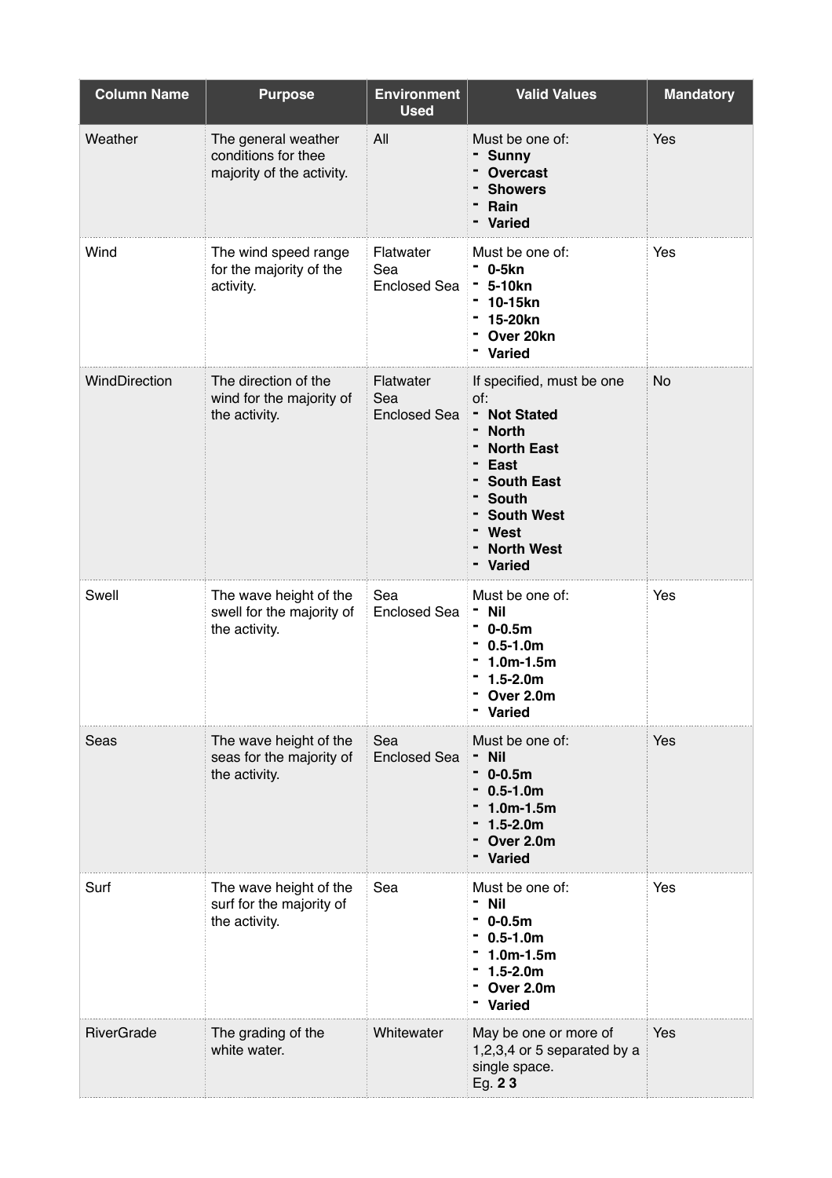| Column Name | Purpose | Environment Used | Valid Values | Mandatory |
| --- | --- | --- | --- | --- |
| Weather | The general weather conditions for thee majority of the activity. | All | Must be one of:<br>- **Sunny**<br>- **Overcast**<br>- **Showers**<br>- **Rain**<br>- **Varied** | Yes |
| Wind | The wind speed range for the majority of the activity. | Flatwater<br>Sea<br>Enclosed Sea | Must be one of:<br>- **0-5kn**<br>- **5-10kn**<br>- **10-15kn**<br>- **15-20kn**<br>- **Over 20kn**<br>- **Varied** | Yes |
| WindDirection | The direction of the wind for the majority of the activity. | Flatwater<br>Sea<br>Enclosed Sea | If specified, must be one of:<br>- **Not Stated**<br>- **North**<br>- **North East**<br>- **East**<br>- **South East**<br>- **South**<br>- **South West**<br>- **West**<br>- **North West**<br>- **Varied** | No |
| Swell | The wave height of the swell for the majority of the activity. | Sea<br>Enclosed Sea | Must be one of:<br>- **Nil**<br>- **0-0.5m**<br>- **0.5-1.0m**<br>- **1.0m-1.5m**<br>- **1.5-2.0m**<br>- **Over 2.0m**<br>- **Varied** | Yes |
| Seas | The wave height of the seas for the majority of the activity. | Sea<br>Enclosed Sea | Must be one of:<br>- **Nil**<br>- **0-0.5m**<br>- **0.5-1.0m**<br>- **1.0m-1.5m**<br>- **1.5-2.0m**<br>- **Over 2.0m**<br>- **Varied** | Yes |
| Surf | The wave height of the surf for the majority of the activity. | Sea | Must be one of:<br>- **Nil**<br>- **0-0.5m**<br>- **0.5-1.0m**<br>- **1.0m-1.5m**<br>- **1.5-2.0m**<br>- **Over 2.0m**<br>- **Varied** | Yes |
| RiverGrade | The grading of the white water. | Whitewater | May be one or more of 1,2,3,4 or 5 separated by a single space.<br>Eg. **2 3** | Yes |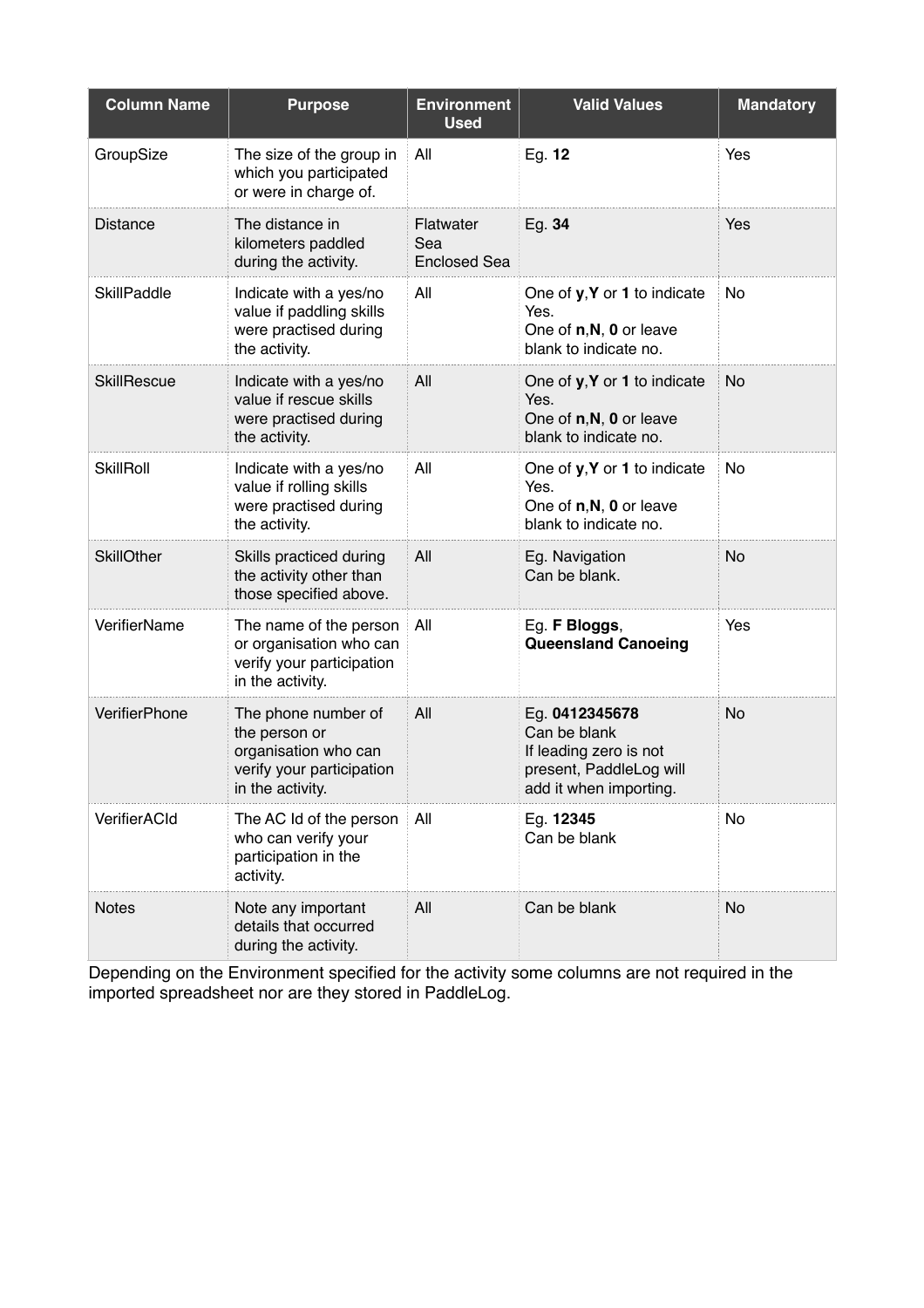| Column Name | Purpose | Environment Used | Valid Values | Mandatory |
|---|---|---|---|---|
| GroupSize | The size of the group in which you participated or were in charge of. | All | Eg. **12** | Yes |
| Distance | The distance in kilometers paddled during the activity. | Flatwater<br>Sea<br>Enclosed Sea | Eg. **34** | Yes |
| SkillPaddle | Indicate with a yes/no value if paddling skills were practised during the activity. | All | One of **y**,**Y** or **1** to indicate Yes.<br>One of **n**,**N**, **0** or leave blank to indicate no. | No |
| SkillRescue | Indicate with a yes/no value if rescue skills were practised during the activity. | All | One of **y**,**Y** or **1** to indicate Yes.<br>One of **n**,**N**, **0** or leave blank to indicate no. | No |
| SkillRoll | Indicate with a yes/no value if rolling skills were practised during the activity. | All | One of **y**,**Y** or **1** to indicate Yes.<br>One of **n**,**N**, **0** or leave blank to indicate no. | No |
| SkillOther | Skills practiced during the activity other than those specified above. | All | Eg. Navigation<br>Can be blank. | No |
| VerifierName | The name of the person or organisation who can verify your participation in the activity. | All | Eg. **F Bloggs**, **Queensland Canoeing** | Yes |
| VerifierPhone | The phone number of the person or organisation who can verify your participation in the activity. | All | Eg. **0412345678**<br>Can be blank<br>If leading zero is not present, PaddleLog will add it when importing. | No |
| VerifierACId | The AC Id of the person who can verify your participation in the activity. | All | Eg. **12345**<br>Can be blank | No |
| Notes | Note any important details that occurred during the activity. | All | Can be blank | No |

Depending on the Environment specified for the activity some columns are not required in the imported spreadsheet nor are they stored in PaddleLog.